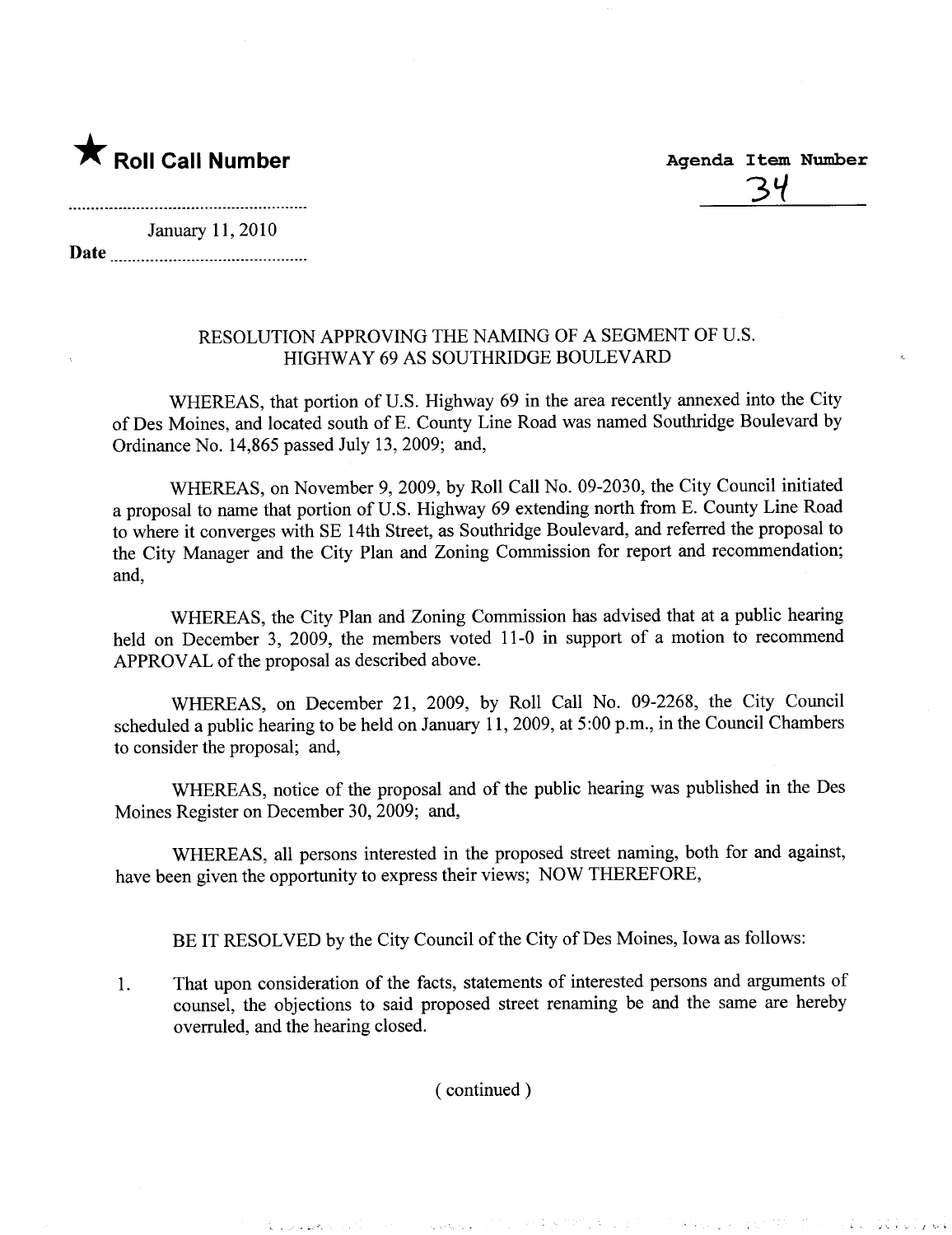★ **Roll Call Number**

**Agenda Item Number**

34

January 11, 2010

**Date**

RESOLUTION APPROVING THE NAMING OF A SEGMENT OF U.S. HIGHWAY 69 AS SOUTHRIDGE BOULEVARD

WHEREAS, that portion of U.S. Highway 69 in the area recently annexed into the City of Des Moines, and located south of E. County Line Road was named Southridge Boulevard by Ordinance No. 14,865 passed July 13, 2009; and,

WHEREAS, on November 9, 2009, by Roll Call No. 09-2030, the City Council initiated a proposal to name that portion of U.S. Highway 69 extending north from E. County Line Road to where it converges with SE 14th Street, as Southridge Boulevard, and referred the proposal to the City Manager and the City Plan and Zoning Commission for report and recommendation; and,

WHEREAS, the City Plan and Zoning Commission has advised that at a public hearing held on December 3, 2009, the members voted 11-0 in support of a motion to recommend APPROVAL of the proposal as described above.

WHEREAS, on December 21, 2009, by Roll Call No. 09-2268, the City Council scheduled a public hearing to be held on January 11, 2009, at 5:00 p.m., in the Council Chambers to consider the proposal; and,

WHEREAS, notice of the proposal and of the public hearing was published in the Des Moines Register on December 30, 2009; and,

WHEREAS, all persons interested in the proposed street naming, both for and against, have been given the opportunity to express their views; NOW THEREFORE,

BE IT RESOLVED by the City Council of the City of Des Moines, Iowa as follows:

1. That upon consideration of the facts, statements of interested persons and arguments of counsel, the objections to said proposed street renaming be and the same are hereby overruled, and the hearing closed.

( continued )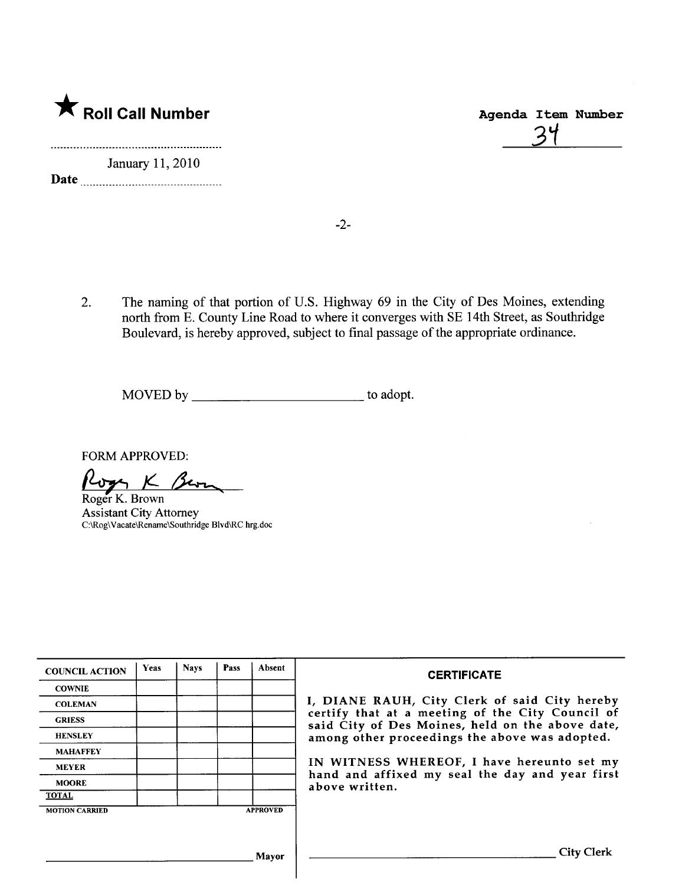★ **Roll Call Number**

**Agenda Item Number**

34

January 11, 2010

**Date** ..................................

2. The naming of that portion of U.S. Highway 69 in the City of Des Moines, extending north from E. County Line Road to where it converges with SE 14th Street, as Southridge Boulevard, is hereby approved, subject to final passage of the appropriate ordinance.

MOVED by ________________________ to adopt.

FORM APPROVED:

Roger K. Brown
Roger K. Brown
Assistant City Attorney
C:\Rog\Vacate\Rename\Southridge Blvd\RC hrg.doc

| COUNCIL ACTION | Yeas | Nays | Pass | Absent |
|---|---|---|---|---|
| COWNIE | | | | |
| COLEMAN | | | | |
| GRIESS | | | | |
| HENSLEY | | | | |
| MAHAFFEY | | | | |
| MEYER | | | | |
| MOORE | | | | |
| TOTAL | | | | |

MOTION CARRIED APPROVED

________________________ Mayor

**CERTIFICATE**

I, DIANE RAUH, City Clerk of said City hereby certify that at a meeting of the City Council of said City of Des Moines, held on the above date, among other proceedings the above was adopted.

IN WITNESS WHEREOF, I have hereunto set my hand and affixed my seal the day and year first above written.

________________________ City Clerk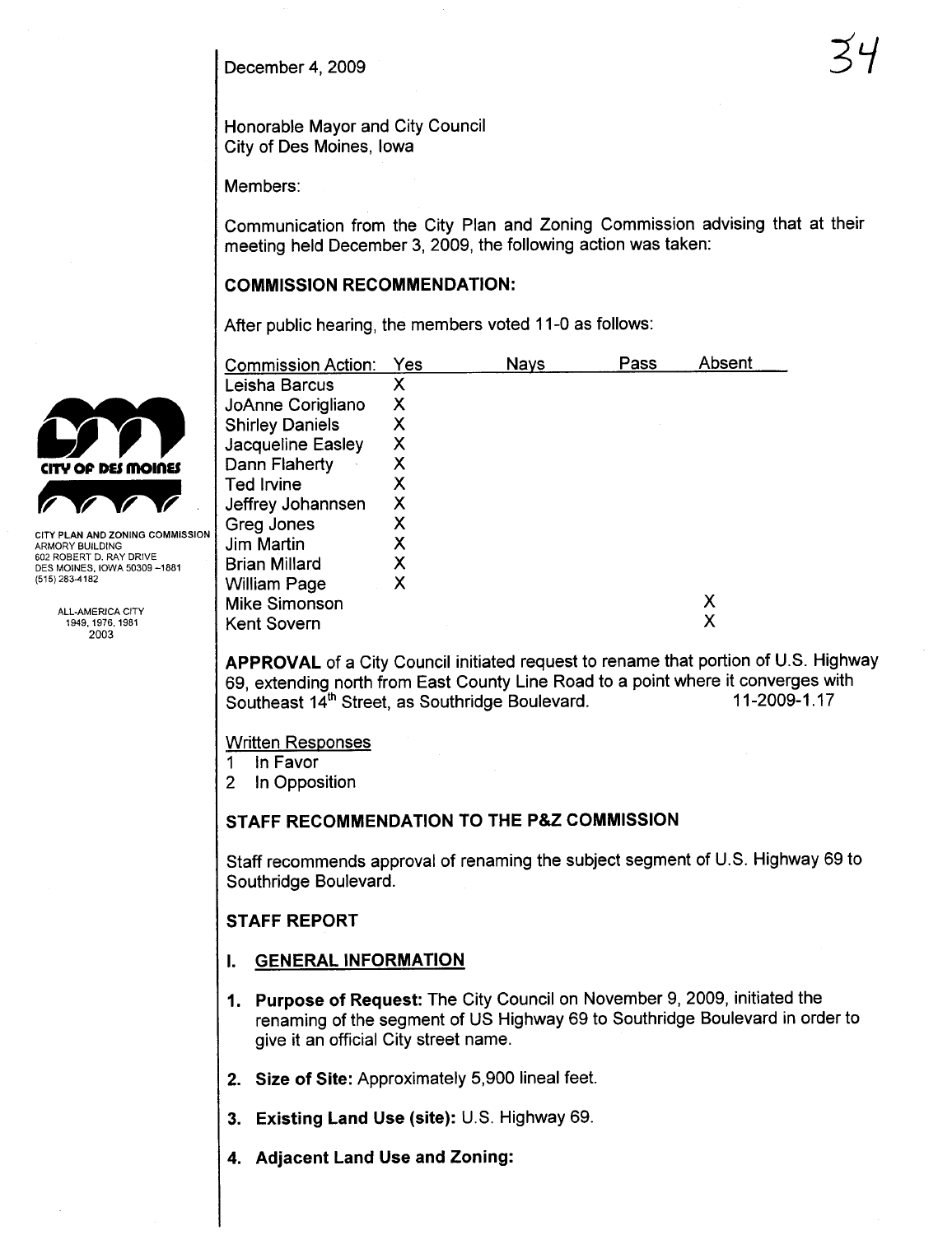December 4, 2009

34

Honorable Mayor and City Council
City of Des Moines, Iowa

CITY PLAN AND ZONING COMMISSION
ARMORY BUILDING
602 ROBERT D. RAY DRIVE
DES MOINES, IOWA 50309-1881
(515) 283-4182

ALL-AMERICA CITY
1949, 1976, 1981
2003

Members:

Communication from the City Plan and Zoning Commission advising that at their meeting held December 3, 2009, the following action was taken:

## COMMISSION RECOMMENDATION:

After public hearing, the members voted 11-0 as follows:

| Commission Action: | Yes | Nays | Pass | Absent |
|---|---|---|---|---|
| Leisha Barcus | X | | | |
| JoAnne Corigliano | X | | | |
| Shirley Daniels | X | | | |
| Jacqueline Easley | X | | | |
| Dann Flaherty | X | | | |
| Ted Irvine | X | | | |
| Jeffrey Johannsen | X | | | |
| Greg Jones | X | | | |
| Jim Martin | X | | | |
| Brian Millard | X | | | |
| William Page | X | | | |
| Mike Simonson | | | | X |
| Kent Sovern | | | | X |

**APPROVAL** of a City Council initiated request to rename that portion of U.S. Highway 69, extending north from East County Line Road to a point where it converges with Southeast 14th Street, as Southridge Boulevard. 11-2009-1.17

Written Responses
1 In Favor
2 In Opposition

## STAFF RECOMMENDATION TO THE P&Z COMMISSION

Staff recommends approval of renaming the subject segment of U.S. Highway 69 to Southridge Boulevard.

## STAFF REPORT

### I. GENERAL INFORMATION

1. **Purpose of Request:** The City Council on November 9, 2009, initiated the renaming of the segment of US Highway 69 to Southridge Boulevard in order to give it an official City street name.

2. **Size of Site:** Approximately 5,900 lineal feet.

3. **Existing Land Use (site):** U.S. Highway 69.

4. **Adjacent Land Use and Zoning:**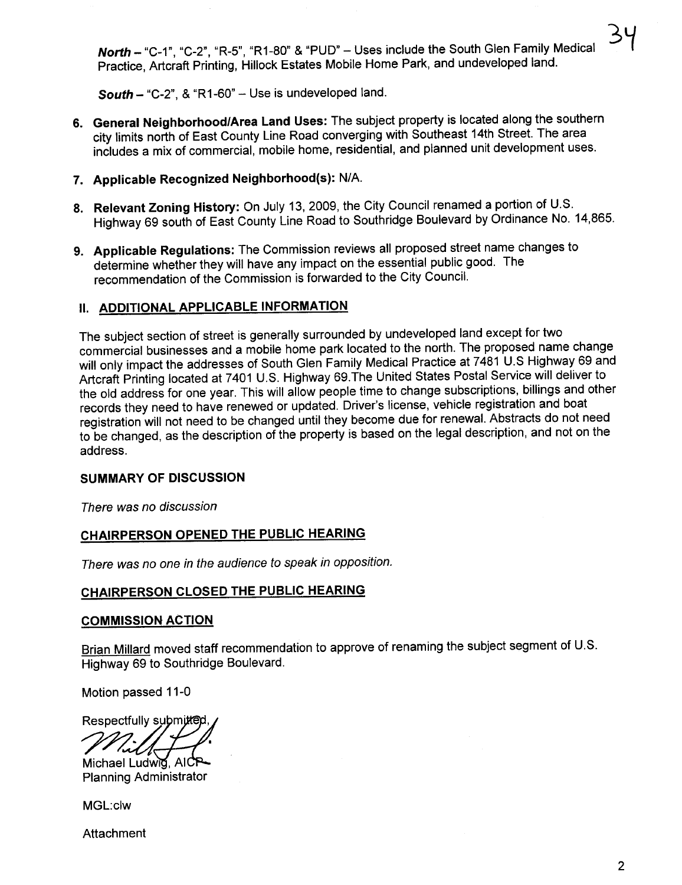**North** – "C-1", "C-2", "R-5", "R1-80" & "PUD" – Uses include the South Glen Family Medical Practice, Artcraft Printing, Hillock Estates Mobile Home Park, and undeveloped land.

**South** – "C-2", & "R1-60" – Use is undeveloped land.

6. **General Neighborhood/Area Land Uses:** The subject property is located along the southern city limits north of East County Line Road converging with Southeast 14th Street. The area includes a mix of commercial, mobile home, residential, and planned unit development uses.

7. **Applicable Recognized Neighborhood(s):** N/A.

8. **Relevant Zoning History:** On July 13, 2009, the City Council renamed a portion of U.S. Highway 69 south of East County Line Road to Southridge Boulevard by Ordinance No. 14,865.

9. **Applicable Regulations:** The Commission reviews all proposed street name changes to determine whether they will have any impact on the essential public good. The recommendation of the Commission is forwarded to the City Council.

## II. ADDITIONAL APPLICABLE INFORMATION

The subject section of street is generally surrounded by undeveloped land except for two commercial businesses and a mobile home park located to the north. The proposed name change will only impact the addresses of South Glen Family Medical Practice at 7481 U.S Highway 69 and Artcraft Printing located at 7401 U.S. Highway 69.The United States Postal Service will deliver to the old address for one year. This will allow people time to change subscriptions, billings and other records they need to have renewed or updated. Driver's license, vehicle registration and boat registration will not need to be changed until they become due for renewal. Abstracts do not need to be changed, as the description of the property is based on the legal description, and not on the address.

### SUMMARY OF DISCUSSION

*There was no discussion*

### CHAIRPERSON OPENED THE PUBLIC HEARING

*There was no one in the audience to speak in opposition.*

### CHAIRPERSON CLOSED THE PUBLIC HEARING

### COMMISSION ACTION

Brian Millard moved staff recommendation to approve of renaming the subject segment of U.S. Highway 69 to Southridge Boulevard.

Motion passed 11-0

Respectfully submitted,

Michael Ludwig, AICP
Planning Administrator

MGL:clw

Attachment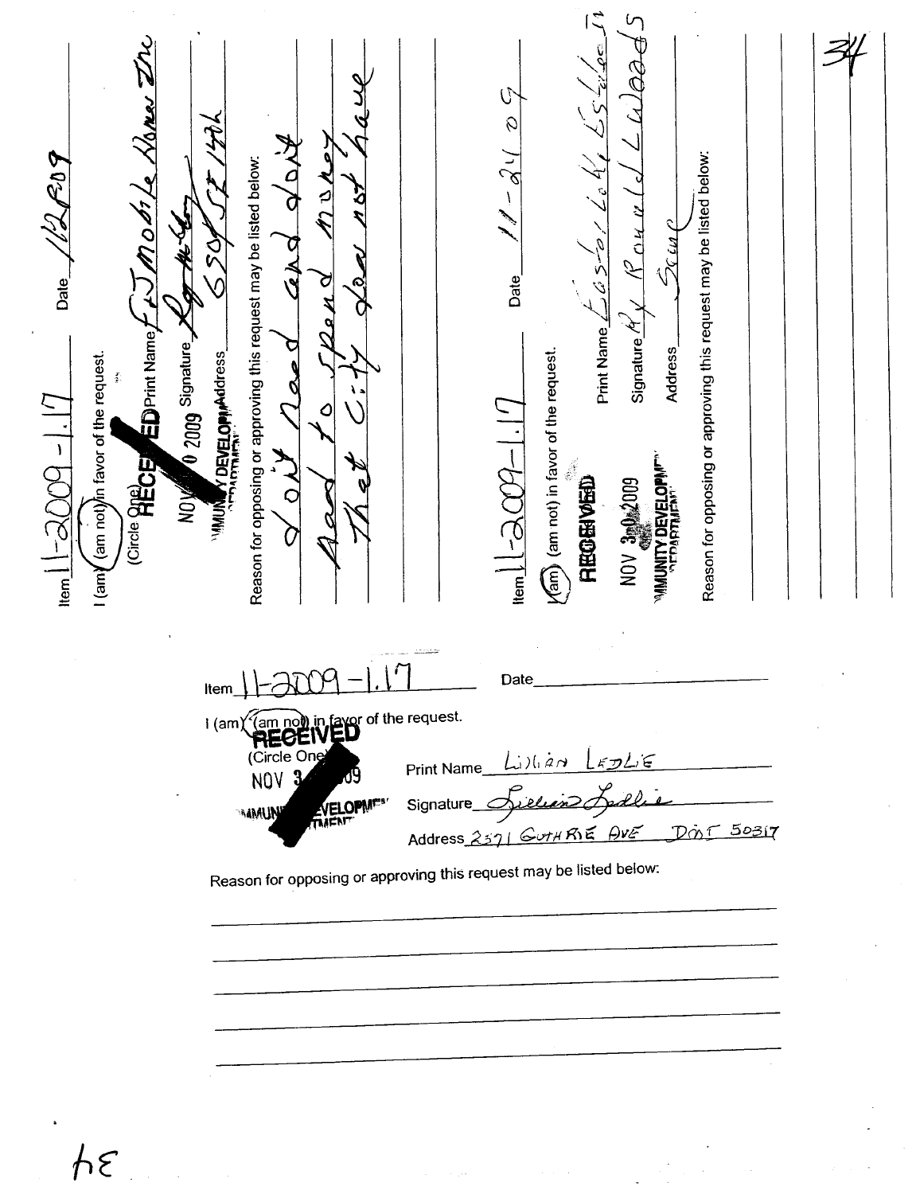Item 11-2009-1.17 Date 12/2/09

I (am) (am not) in favor of the request.

(Circle One)

RECEIVED

NOV 30 2009

COMMUNITY DEVELOPMENT DEPARTMENT

Print Name F J Mobile Homes Inc

Signature

Address 650 SE 14th

Reason for opposing or approving this request may be listed below:

Don't need and don't

need to spend money

That City does not have

---

Item 11-2009-1.17 Date 11-24-09

I (am) (am not) in favor of the request.

RECEIVED

NOV 30 2009

COMMUNITY DEVELOPMENT DEPARTMENT

Print Name East Lake Estates Inc

Signature Ronald L Woods

Address Same

Reason for opposing or approving this request may be listed below:

---

Item 11-2009-1.17 Date

I (am) (am not) in favor of the request.

(Circle One)

RECEIVED

NOV 30 2009

COMMUNITY DEVELOPMENT DEPARTMENT

Print Name Lillian Leslie

Signature Lillian Leslie

Address 2371 Guthrie Ave DSM 50317

Reason for opposing or approving this request may be listed below: